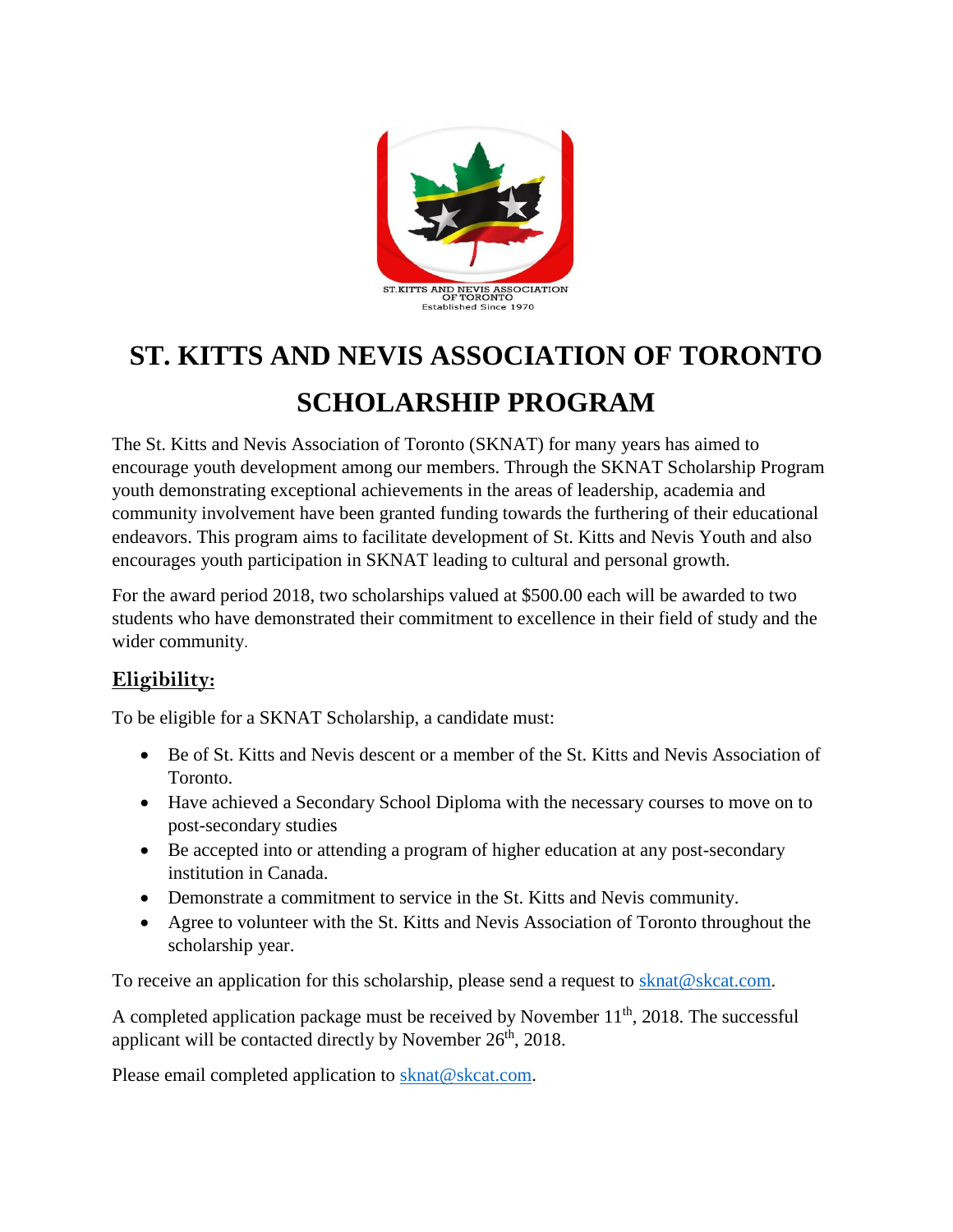ST.KITTS AND NEVIS ASSOCIATION OF TORONTO
Established Since 1970

# ST. KITTS AND NEVIS ASSOCIATION OF TORONTO SCHOLARSHIP PROGRAM

The St. Kitts and Nevis Association of Toronto (SKNAT) for many years has aimed to encourage youth development among our members. Through the SKNAT Scholarship Program youth demonstrating exceptional achievements in the areas of leadership, academia and community involvement have been granted funding towards the furthering of their educational endeavors. This program aims to facilitate development of St. Kitts and Nevis Youth and also encourages youth participation in SKNAT leading to cultural and personal growth.

For the award period 2018, two scholarships valued at $500.00 each will be awarded to two students who have demonstrated their commitment to excellence in their field of study and the wider community.

## Eligibility:

To be eligible for a SKNAT Scholarship, a candidate must:

- Be of St. Kitts and Nevis descent or a member of the St. Kitts and Nevis Association of Toronto.
- Have achieved a Secondary School Diploma with the necessary courses to move on to post-secondary studies
- Be accepted into or attending a program of higher education at any post-secondary institution in Canada.
- Demonstrate a commitment to service in the St. Kitts and Nevis community.
- Agree to volunteer with the St. Kitts and Nevis Association of Toronto throughout the scholarship year.

To receive an application for this scholarship, please send a request to sknat@skcat.com.

A completed application package must be received by November 11th, 2018. The successful applicant will be contacted directly by November 26th, 2018.

Please email completed application to sknat@skcat.com.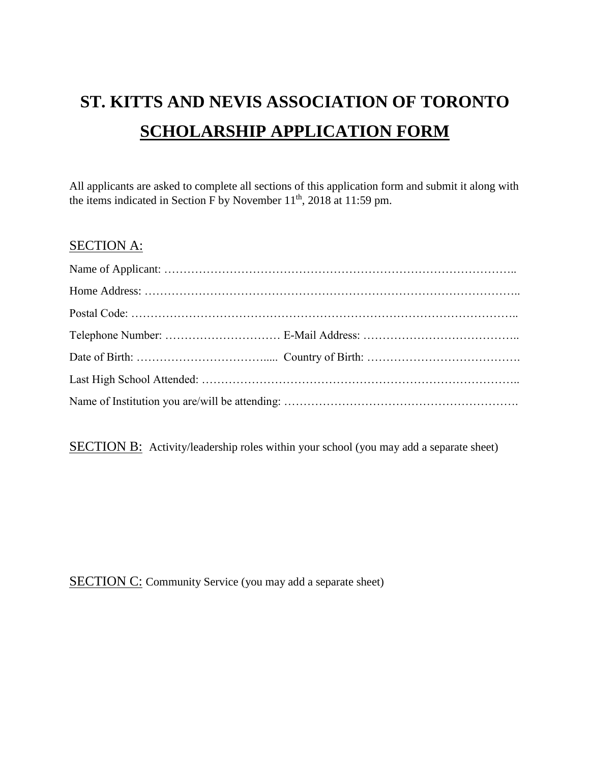# ST. KITTS AND NEVIS ASSOCIATION OF TORONTO

## SCHOLARSHIP APPLICATION FORM

All applicants are asked to complete all sections of this application form and submit it along with the items indicated in Section F by November 11th, 2018 at 11:59 pm.

SECTION A:

Name of Applicant: ……………………………………………………………………………..

Home Address: …………………………………………………………………………………..

Postal Code: ……………………………………………………………………………………..

Telephone Number: ………………………… E-Mail Address: ………………………………..

Date of Birth: ……………………………..... Country of Birth: ……………………………….

Last High School Attended: ………………………………………………………………………..

Name of Institution you are/will be attending: ……………………………………………………

SECTION B: Activity/leadership roles within your school (you may add a separate sheet)

SECTION C: Community Service (you may add a separate sheet)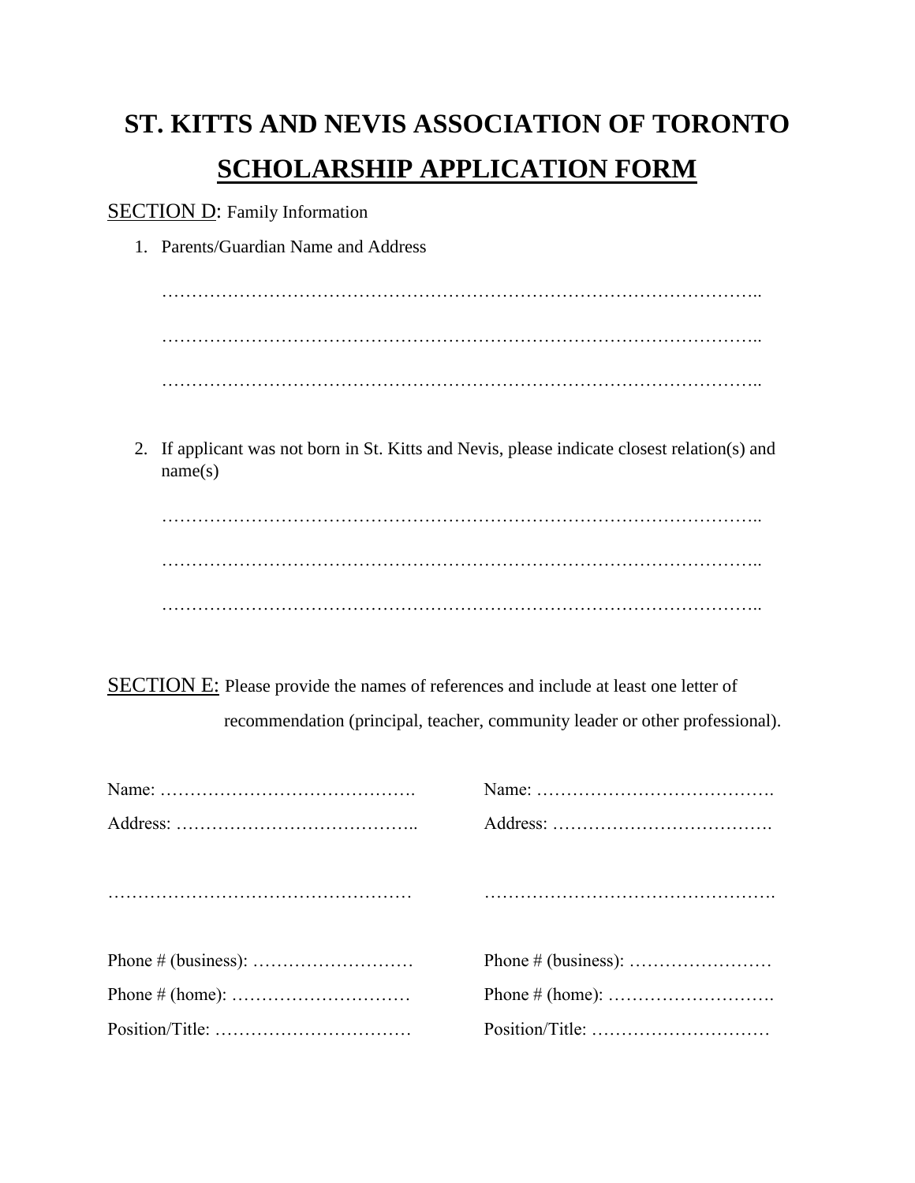# ST. KITTS AND NEVIS ASSOCIATION OF TORONTO

## <u>SCHOLARSHIP APPLICATION FORM</u>

<u>SECTION D</u>: Family Information

1. Parents/Guardian Name and Address

   ………………………………………………………………………………………..

   ………………………………………………………………………………………..

   ………………………………………………………………………………………..

2. If applicant was not born in St. Kitts and Nevis, please indicate closest relation(s) and name(s)

   ………………………………………………………………………………………..

   ………………………………………………………………………………………..

   ………………………………………………………………………………………..

<u>SECTION E:</u> Please provide the names of references and include at least one letter of recommendation (principal, teacher, community leader or other professional).

Name: …………………………………….

Address: …………………………………..

……………………………………………

Phone # (business): ………………………

Phone # (home): …………………………

Position/Title: ……………………………

Name: ………………………………….

Address: ……………………………….

………………………………………….

Phone # (business): ……………………

Phone # (home): ……………………….

Position/Title: …………………………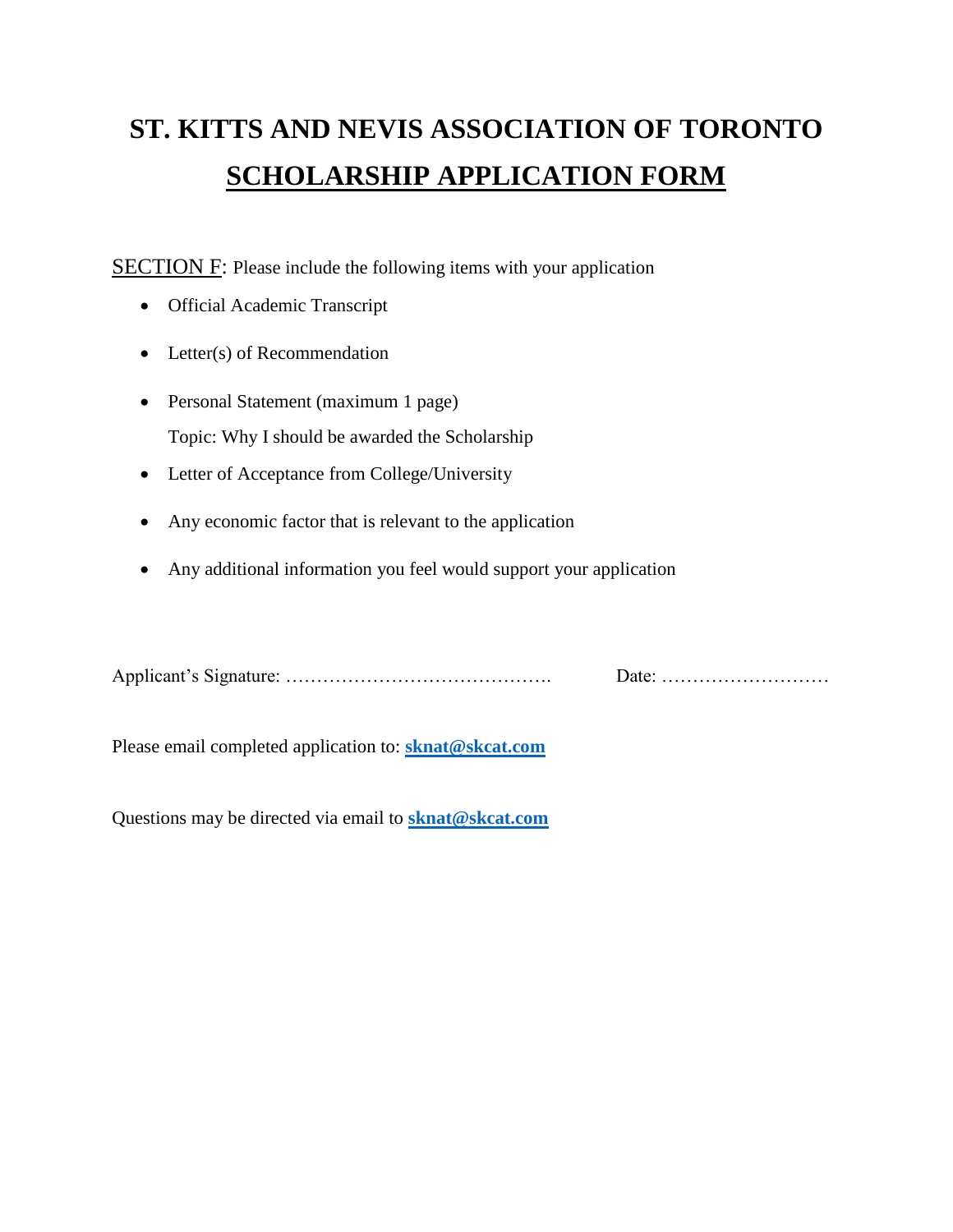# ST. KITTS AND NEVIS ASSOCIATION OF TORONTO

## SCHOLARSHIP APPLICATION FORM

SECTION F: Please include the following items with your application

- Official Academic Transcript
- Letter(s) of Recommendation
- Personal Statement (maximum 1 page)
  Topic: Why I should be awarded the Scholarship
- Letter of Acceptance from College/University
- Any economic factor that is relevant to the application
- Any additional information you feel would support your application

Applicant's Signature: ……………………………………. Date: ………………………

Please email completed application to: **sknat@skcat.com**

Questions may be directed via email to **sknat@skcat.com**